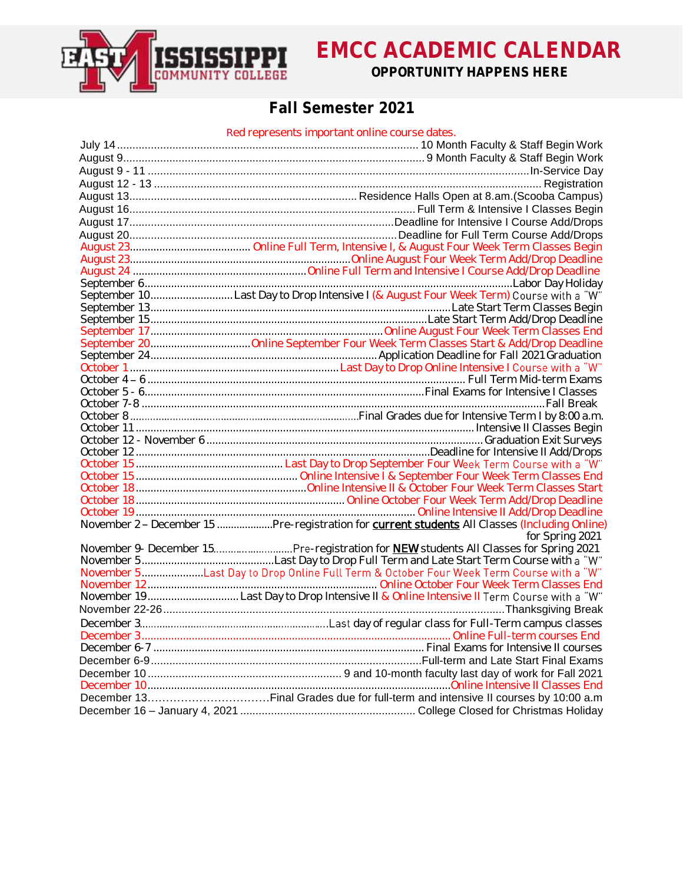# EMCC ACADEMIC CALENDAR

**OPPORTUNITY HAPPENS HERE**

## Fall Semester 2021

Red represents important online course dates.

| Date | Event |
|---|---|
| July 14 | 10 Month Faculty & Staff Begin Work |
| August 9 | 9 Month Faculty & Staff Begin Work |
| August 9 - 11 | In-Service Day |
| August 12 - 13 | Registration |
| August 13 | Residence Halls Open at 8.am.(Scooba Campus) |
| August 16 | Full Term & Intensive I Classes Begin |
| August 17 | Deadline for Intensive I Course Add/Drops |
| August 20 | Deadline for Full Term Course Add/Drops |
| August 23 | Online Full Term, Intensive I, & August Four Week Term Classes Begin |
| August 23 | Online August Four Week Term Add/Drop Deadline |
| August 24 | Online Full Term and Intensive I Course Add/Drop Deadline |
| September 6 | Labor Day Holiday |
| September 10 | Last Day to Drop Intensive I (& August Four Week Term) Course with a "W" |
| September 13 | Late Start Term Classes Begin |
| September 15 | Late Start Term Add/Drop Deadline |
| September 17 | Online August Four Week Term Classes End |
| September 20 | Online September Four Week Term Classes Start & Add/Drop Deadline |
| September 24 | Application Deadline for Fall 2021 Graduation |
| October 1 | Last Day to Drop Online Intensive I Course with a "W" |
| October 4 – 6 | Full Term Mid-term Exams |
| October 5 - 6 | Final Exams for Intensive I Classes |
| October 7-8 | Fall Break |
| October 8 | Final Grades due for Intensive Term I by 8:00 a.m. |
| October 11 | Intensive II Classes Begin |
| October 12 - November 6 | Graduation Exit Surveys |
| October 12 | Deadline for Intensive II Add/Drops |
| October 15 | Last Day to Drop September Four Week Term Course with a "W" |
| October 15 | Online Intensive I & September Four Week Term Classes End |
| October 18 | Online Intensive II & October Four Week Term Classes Start |
| October 18 | Online October Four Week Term Add/Drop Deadline |
| October 19 | Online Intensive II Add/Drop Deadline |
| November 2 – December 15 | Pre-registration for **current students** All Classes (Including Online) for Spring 2021 |
| November 9- December 15 | Pre-registration for **NEW** students All Classes for Spring 2021 |
| November 5 | Last Day to Drop Full Term and Late Start Term Course with a "W" |
| November 5 | Last Day to Drop Online Full Term & October Four Week Term Course with a "W" |
| November 12 | Online October Four Week Term Classes End |
| November 19 | Last Day to Drop Intensive II & Online Intensive II Term Course with a "W" |
| November 22-26 | Thanksgiving Break |
| December 3 | Last day of regular class for Full-Term campus classes |
| December 3 | Online Full-term courses End |
| December 6-7 | Final Exams for Intensive II courses |
| December 6-9 | Full-term and Late Start Final Exams |
| December 10 | 9 and 10-month faculty last day of work for Fall 2021 |
| December 10 | Online Intensive II Classes End |
| December 13 | Final Grades due for full-term and intensive II courses by 10:00 a.m |
| December 16 – January 4, 2021 | College Closed for Christmas Holiday |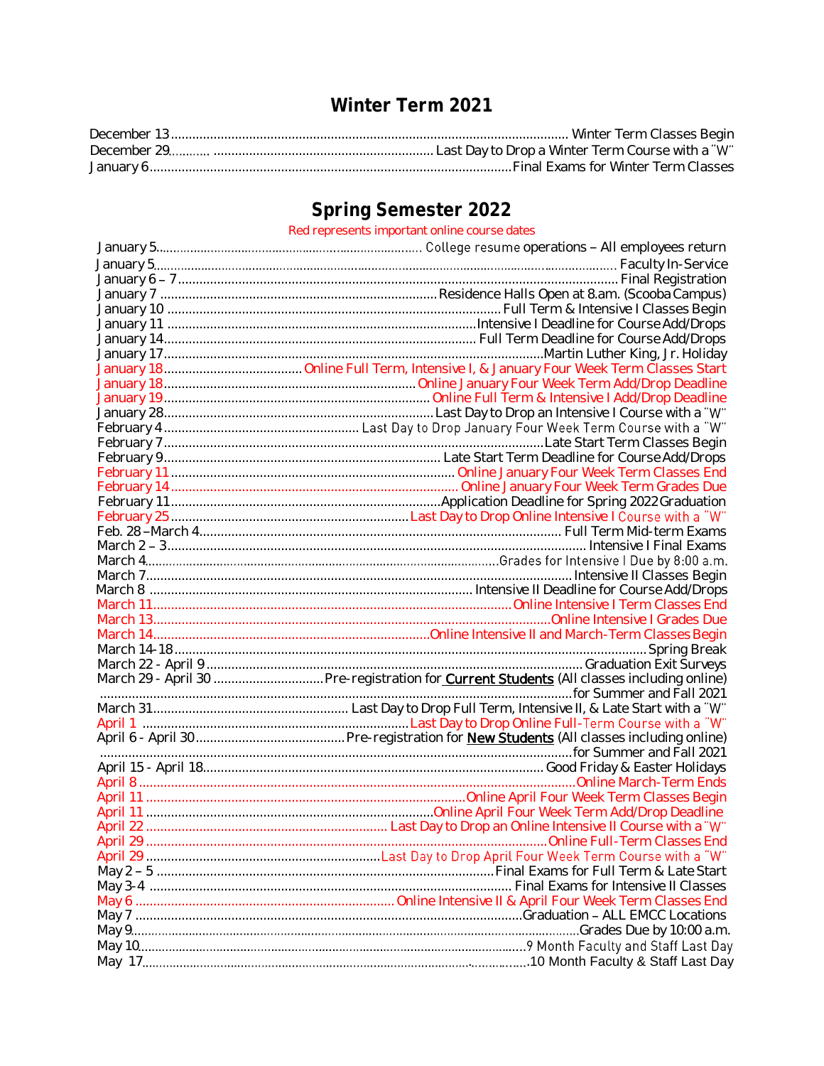## Winter Term 2021

| Date | Event |
|---|---|
| December 13 | Winter Term Classes Begin |
| December 29 | Last Day to Drop a Winter Term Course with a "W" |
| January 6 | Final Exams for Winter Term Classes |

## Spring Semester 2022

Red represents important online course dates

| Date | Event |
|---|---|
| January 5 | College resume operations – All employees return |
| January 5 | Faculty In-Service |
| January 6 – 7 | Final Registration |
| January 7 | Residence Halls Open at 8.am. (Scooba Campus) |
| January 10 | Full Term & Intensive I Classes Begin |
| January 11 | Intensive I Deadline for Course Add/Drops |
| January 14 | Full Term Deadline for Course Add/Drops |
| January 17 | Martin Luther King, Jr. Holiday |
| January 18 | Online Full Term, Intensive I, & January Four Week Term Classes Start |
| January 18 | Online January Four Week Term Add/Drop Deadline |
| January 19 | Online Full Term & Intensive I Add/Drop Deadline |
| January 28 | Last Day to Drop an Intensive I Course with a "W" |
| February 4 | Last Day to Drop January Four Week Term Course with a "W" |
| February 7 | Late Start Term Classes Begin |
| February 9 | Late Start Term Deadline for Course Add/Drops |
| February 11 | Online January Four Week Term Classes End |
| February 14 | Online January Four Week Term Grades Due |
| February 11 | Application Deadline for Spring 2022 Graduation |
| February 25 | Last Day to Drop Online Intensive I Course with a "W" |
| Feb. 28 – March 4 | Full Term Mid-term Exams |
| March 2 – 3 | Intensive I Final Exams |
| March 4 | Grades for Intensive I Due by 8:00 a.m. |
| March 7 | Intensive II Classes Begin |
| March 8 | Intensive II Deadline for Course Add/Drops |
| March 11 | Online Intensive I Term Classes End |
| March 13 | Online Intensive I Grades Due |
| March 14 | Online Intensive II and March-Term Classes Begin |
| March 14-18 | Spring Break |
| March 22 - April 9 | Graduation Exit Surveys |
| March 29 - April 30 | Pre-registration for **Current Students** (All classes including online) for Summer and Fall 2021 |
| March 31 | Last Day to Drop Full Term, Intensive II, & Late Start with a "W" |
| April 1 | Last Day to Drop Online Full-Term Course with a "W" |
| April 6 - April 30 | Pre-registration for **New Students** (All classes including online) for Summer and Fall 2021 |
| April 15 - April 18 | Good Friday & Easter Holidays |
| April 8 | Online March-Term Ends |
| April 11 | Online April Four Week Term Classes Begin |
| April 11 | Online April Four Week Term Add/Drop Deadline |
| April 22 | Last Day to Drop an Online Intensive II Course with a "W" |
| April 29 | Online Full-Term Classes End |
| April 29 | Last Day to Drop April Four Week Term Course with a "W" |
| May 2 – 5 | Final Exams for Full Term & Late Start |
| May 3-4 | Final Exams for Intensive II Classes |
| May 6 | Online Intensive II & April Four Week Term Classes End |
| May 7 | Graduation – ALL EMCC Locations |
| May 9 | Grades Due by 10:00 a.m. |
| May 10 | 9 Month Faculty and Staff Last Day |
| May 17 | 10 Month Faculty & Staff Last Day |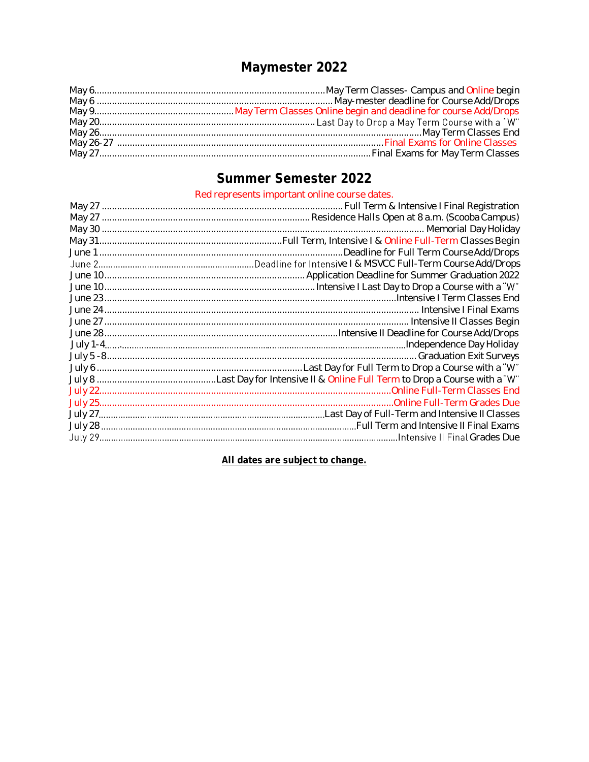## Maymester 2022

May 6............................................................May Term Classes- Campus and Online begin
May 6............................................................May-mester deadline for Course Add/Drops
May 9............................................................May Term Classes Online begin and deadline for course Add/Drops
May 20............................................................Last Day to Drop a May Term Course with a "W"
May 26............................................................May Term Classes End
May 26-27............................................................Final Exams for Online Classes
May 27............................................................Final Exams for May Term Classes

## Summer Semester 2022

Red represents important online course dates.

May 27............................................................Full Term & Intensive I Final Registration
May 27............................................................Residence Halls Open at 8 a.m. (Scooba Campus)
May 30............................................................Memorial Day Holiday
May 31............................................................Full Term, Intensive I & Online Full-Term Classes Begin
June 1............................................................Deadline for Full Term Course Add/Drops
June 2............................................................Deadline for Intensive I & MSVCC Full-Term Course Add/Drops
June 10............................................................Application Deadline for Summer Graduation 2022
June 10............................................................Intensive I Last Day to Drop a Course with a "W"
June 23............................................................Intensive I Term Classes End
June 24............................................................Intensive I Final Exams
June 27............................................................Intensive II Classes Begin
June 28............................................................Intensive II Deadline for Course Add/Drops
July 1-4............................................................Independence Day Holiday
July 5-8............................................................Graduation Exit Surveys
July 6............................................................Last Day for Full Term to Drop a Course with a "W"
July 8............................................................Last Day for Intensive II & Online Full Term to Drop a Course with a "W"
July 22............................................................Online Full-Term Classes End
July 25............................................................Online Full-Term Grades Due
July 27............................................................Last Day of Full-Term and Intensive II Classes
July 28............................................................Full Term and Intensive II Final Exams
July 29............................................................Intensive II Final Grades Due

**All dates are subject to change.**